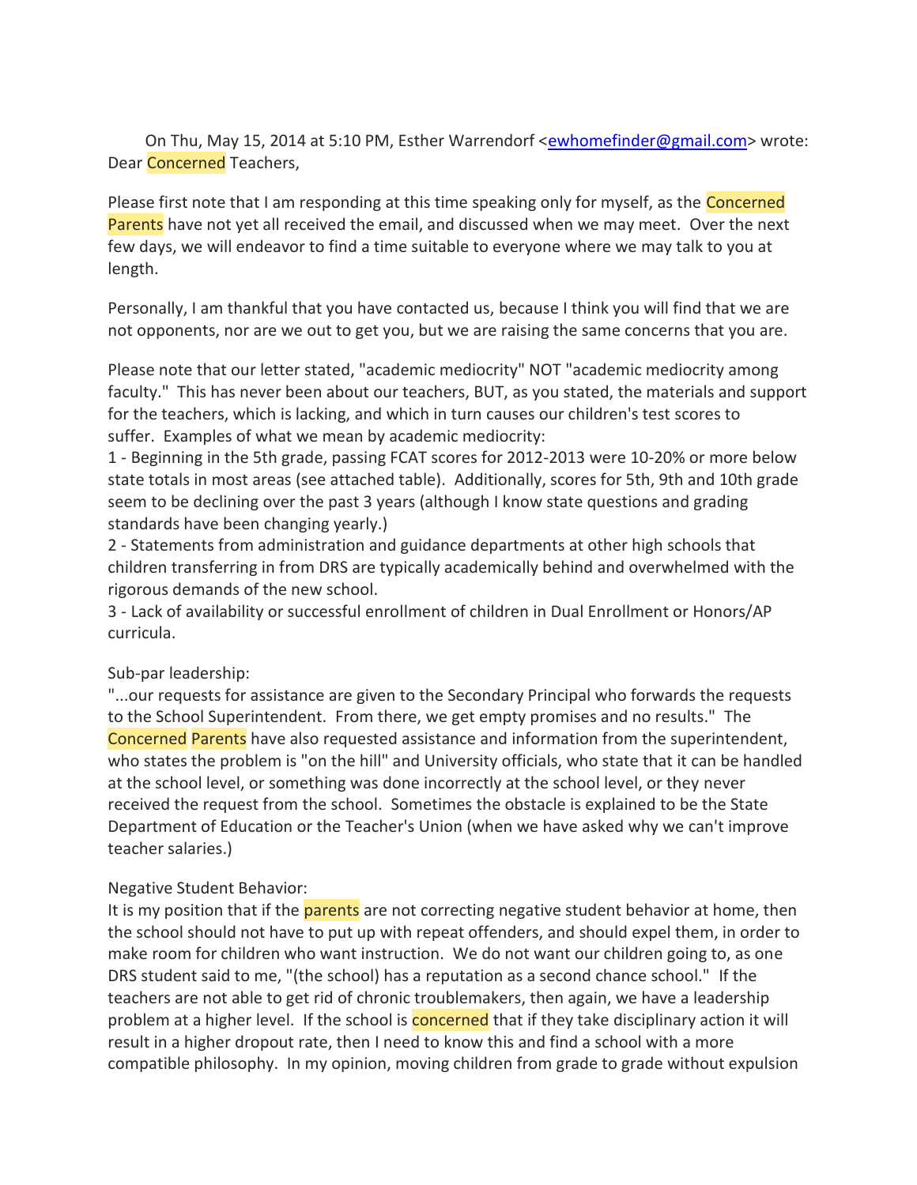On Thu, May 15, 2014 at 5:10 PM, Esther Warrendorf <ewhomefinder@gmail.com> wrote:
Dear Concerned Teachers,

Please first note that I am responding at this time speaking only for myself, as the Concerned Parents have not yet all received the email, and discussed when we may meet. Over the next few days, we will endeavor to find a time suitable to everyone where we may talk to you at length.

Personally, I am thankful that you have contacted us, because I think you will find that we are not opponents, nor are we out to get you, but we are raising the same concerns that you are.

Please note that our letter stated, "academic mediocrity" NOT "academic mediocrity among faculty." This has never been about our teachers, BUT, as you stated, the materials and support for the teachers, which is lacking, and which in turn causes our children's test scores to suffer. Examples of what we mean by academic mediocrity:
1 - Beginning in the 5th grade, passing FCAT scores for 2012-2013 were 10-20% or more below state totals in most areas (see attached table). Additionally, scores for 5th, 9th and 10th grade seem to be declining over the past 3 years (although I know state questions and grading standards have been changing yearly.)
2 - Statements from administration and guidance departments at other high schools that children transferring in from DRS are typically academically behind and overwhelmed with the rigorous demands of the new school.
3 - Lack of availability or successful enrollment of children in Dual Enrollment or Honors/AP curricula.

Sub-par leadership:
"...our requests for assistance are given to the Secondary Principal who forwards the requests to the School Superintendent. From there, we get empty promises and no results." The Concerned Parents have also requested assistance and information from the superintendent, who states the problem is "on the hill" and University officials, who state that it can be handled at the school level, or something was done incorrectly at the school level, or they never received the request from the school. Sometimes the obstacle is explained to be the State Department of Education or the Teacher's Union (when we have asked why we can't improve teacher salaries.)

Negative Student Behavior:
It is my position that if the parents are not correcting negative student behavior at home, then the school should not have to put up with repeat offenders, and should expel them, in order to make room for children who want instruction. We do not want our children going to, as one DRS student said to me, "(the school) has a reputation as a second chance school." If the teachers are not able to get rid of chronic troublemakers, then again, we have a leadership problem at a higher level. If the school is concerned that if they take disciplinary action it will result in a higher dropout rate, then I need to know this and find a school with a more compatible philosophy. In my opinion, moving children from grade to grade without expulsion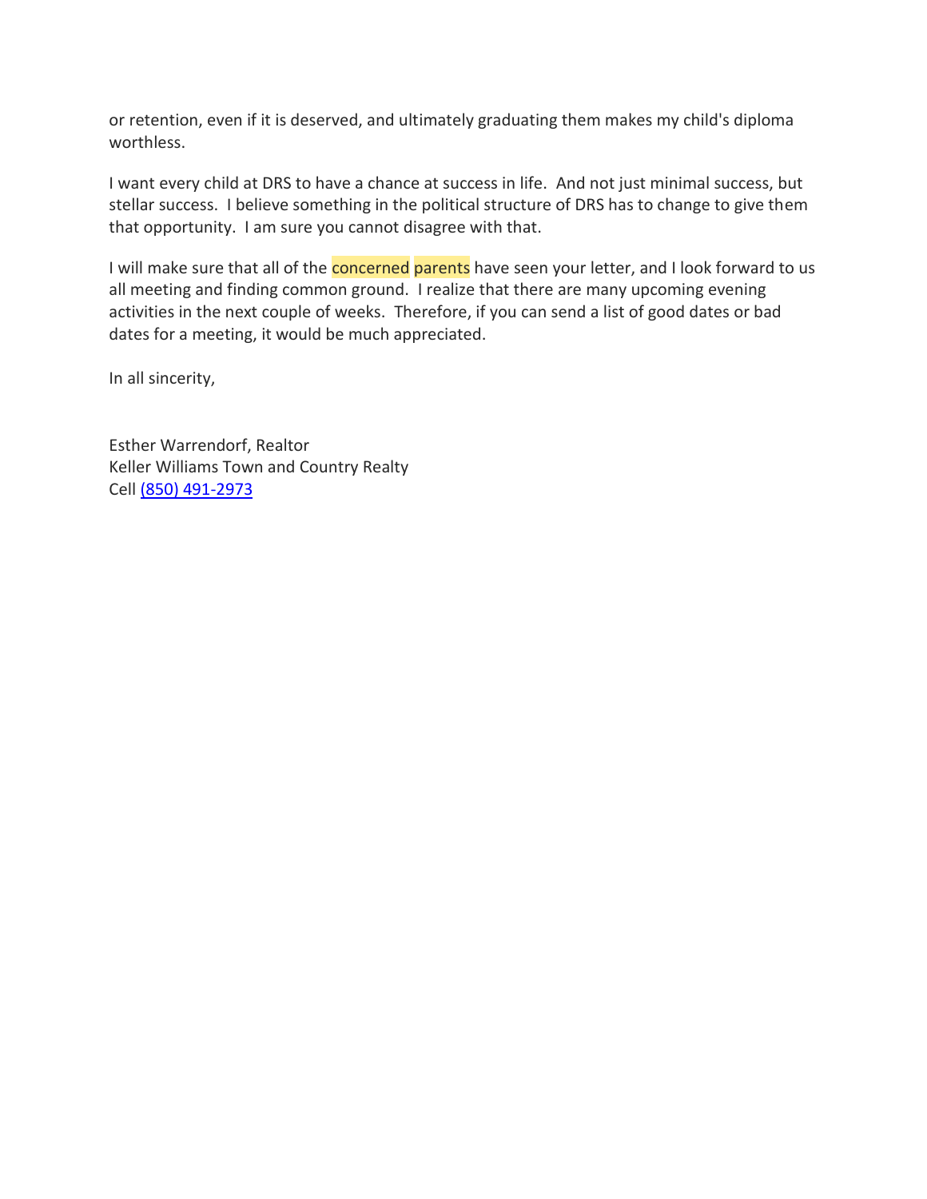or retention, even if it is deserved, and ultimately graduating them makes my child's diploma worthless.

I want every child at DRS to have a chance at success in life. And not just minimal success, but stellar success. I believe something in the political structure of DRS has to change to give them that opportunity. I am sure you cannot disagree with that.

I will make sure that all of the concerned parents have seen your letter, and I look forward to us all meeting and finding common ground. I realize that there are many upcoming evening activities in the next couple of weeks. Therefore, if you can send a list of good dates or bad dates for a meeting, it would be much appreciated.

In all sincerity,

Esther Warrendorf, Realtor
Keller Williams Town and Country Realty
Cell (850) 491-2973